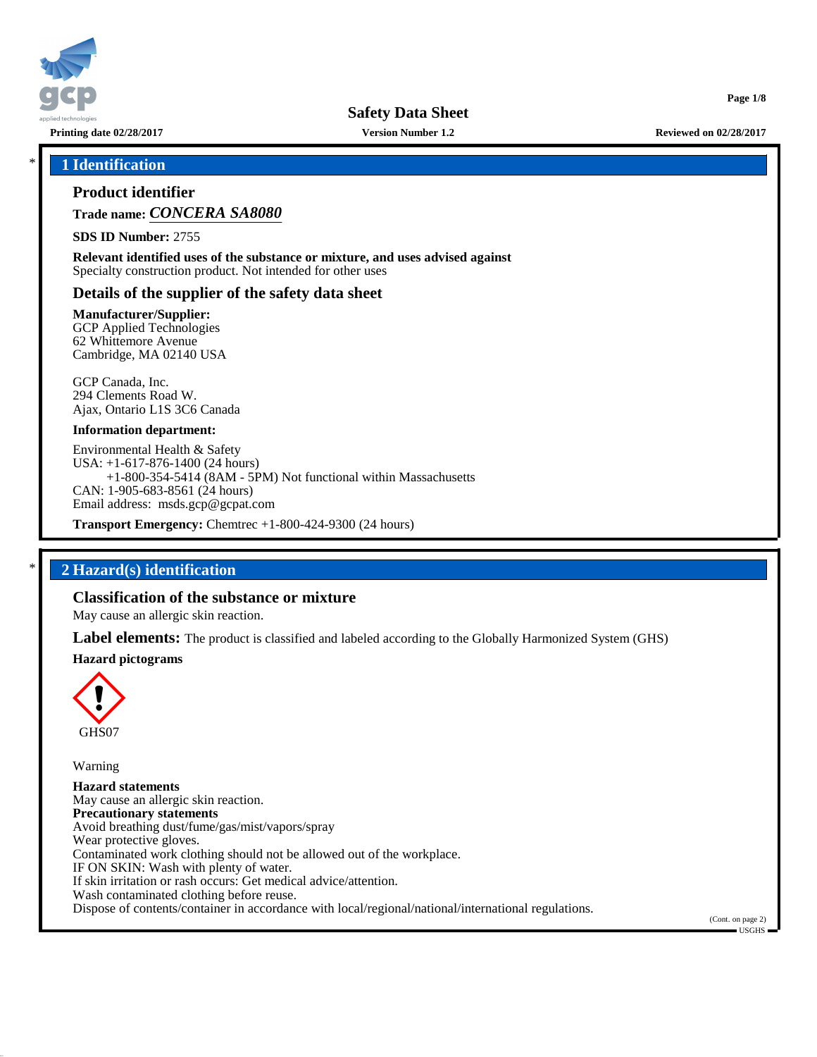# Safety Data Sheet

**Printing date 02/28/2017** | **Version Number 1.2** | **Reviewed on 02/28/2017**

## * 1 Identification

### Product identifier

**Trade name:** ***CONCERA SA8080***

**SDS ID Number:** 2755

**Relevant identified uses of the substance or mixture, and uses advised against**
Specialty construction product. Not intended for other uses

### Details of the supplier of the safety data sheet

**Manufacturer/Supplier:**
GCP Applied Technologies
62 Whittemore Avenue
Cambridge, MA 02140 USA

GCP Canada, Inc.
294 Clements Road W.
Ajax, Ontario L1S 3C6 Canada

**Information department:**

Environmental Health & Safety
USA: +1-617-876-1400 (24 hours)
+1-800-354-5414 (8AM - 5PM) Not functional within Massachusetts
CAN: 1-905-683-8561 (24 hours)
Email address: msds.gcp@gcpat.com

**Transport Emergency:** Chemtrec +1-800-424-9300 (24 hours)

## * 2 Hazard(s) identification

### Classification of the substance or mixture

May cause an allergic skin reaction.

**Label elements:** The product is classified and labeled according to the Globally Harmonized System (GHS)

**Hazard pictograms**

GHS07

Warning

**Hazard statements**
May cause an allergic skin reaction.
**Precautionary statements**
Avoid breathing dust/fume/gas/mist/vapors/spray
Wear protective gloves.
Contaminated work clothing should not be allowed out of the workplace.
IF ON SKIN: Wash with plenty of water.
If skin irritation or rash occurs: Get medical advice/attention.
Wash contaminated clothing before reuse.
Dispose of contents/container in accordance with local/regional/national/international regulations.

(Cont. on page 2)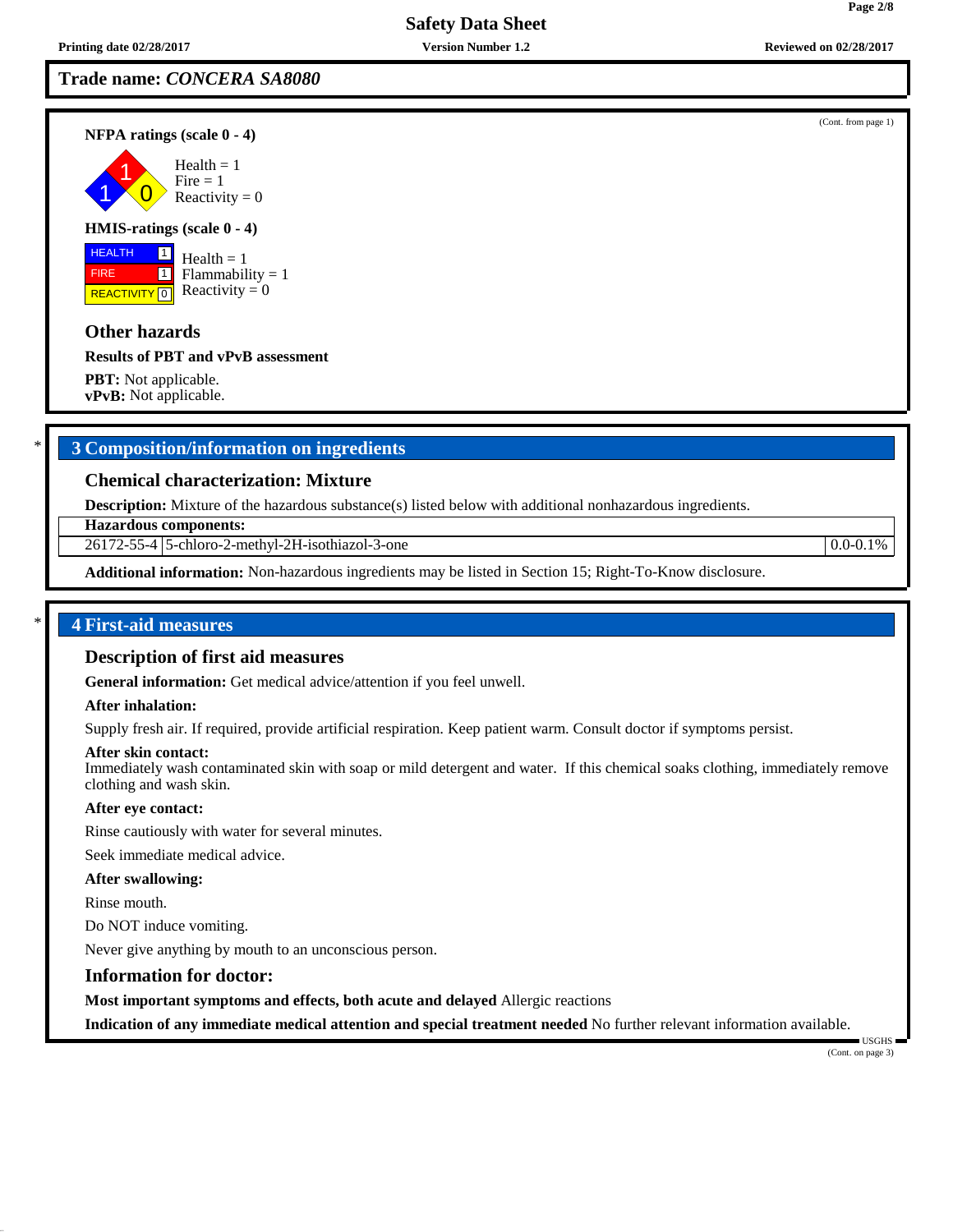**Trade name:** ***CONCERA SA8080***

(Cont. from page 1)

**NFPA ratings (scale 0 - 4)**

Health = 1
Fire = 1
Reactivity = 0

**HMIS-ratings (scale 0 - 4)**

HEALTH 1
FIRE 1
REACTIVITY 0

Health = 1
Flammability = 1
Reactivity = 0

### Other hazards

**Results of PBT and vPvB assessment**

**PBT:** Not applicable.
**vPvB:** Not applicable.

## 3 Composition/information on ingredients

### Chemical characterization: Mixture

**Description:** Mixture of the hazardous substance(s) listed below with additional nonhazardous ingredients.

| Hazardous components: | | |
|---|---|---|
| 26172-55-4 | 5-chloro-2-methyl-2H-isothiazol-3-one | 0.0-0.1% |

**Additional information:** Non-hazardous ingredients may be listed in Section 15; Right-To-Know disclosure.

## 4 First-aid measures

### Description of first aid measures

**General information:** Get medical advice/attention if you feel unwell.

**After inhalation:**

Supply fresh air. If required, provide artificial respiration. Keep patient warm. Consult doctor if symptoms persist.

**After skin contact:**
Immediately wash contaminated skin with soap or mild detergent and water. If this chemical soaks clothing, immediately remove clothing and wash skin.

**After eye contact:**

Rinse cautiously with water for several minutes.

Seek immediate medical advice.

**After swallowing:**

Rinse mouth.

Do NOT induce vomiting.

Never give anything by mouth to an unconscious person.

### Information for doctor:

**Most important symptoms and effects, both acute and delayed** Allergic reactions

**Indication of any immediate medical attention and special treatment needed** No further relevant information available.

(Cont. on page 3)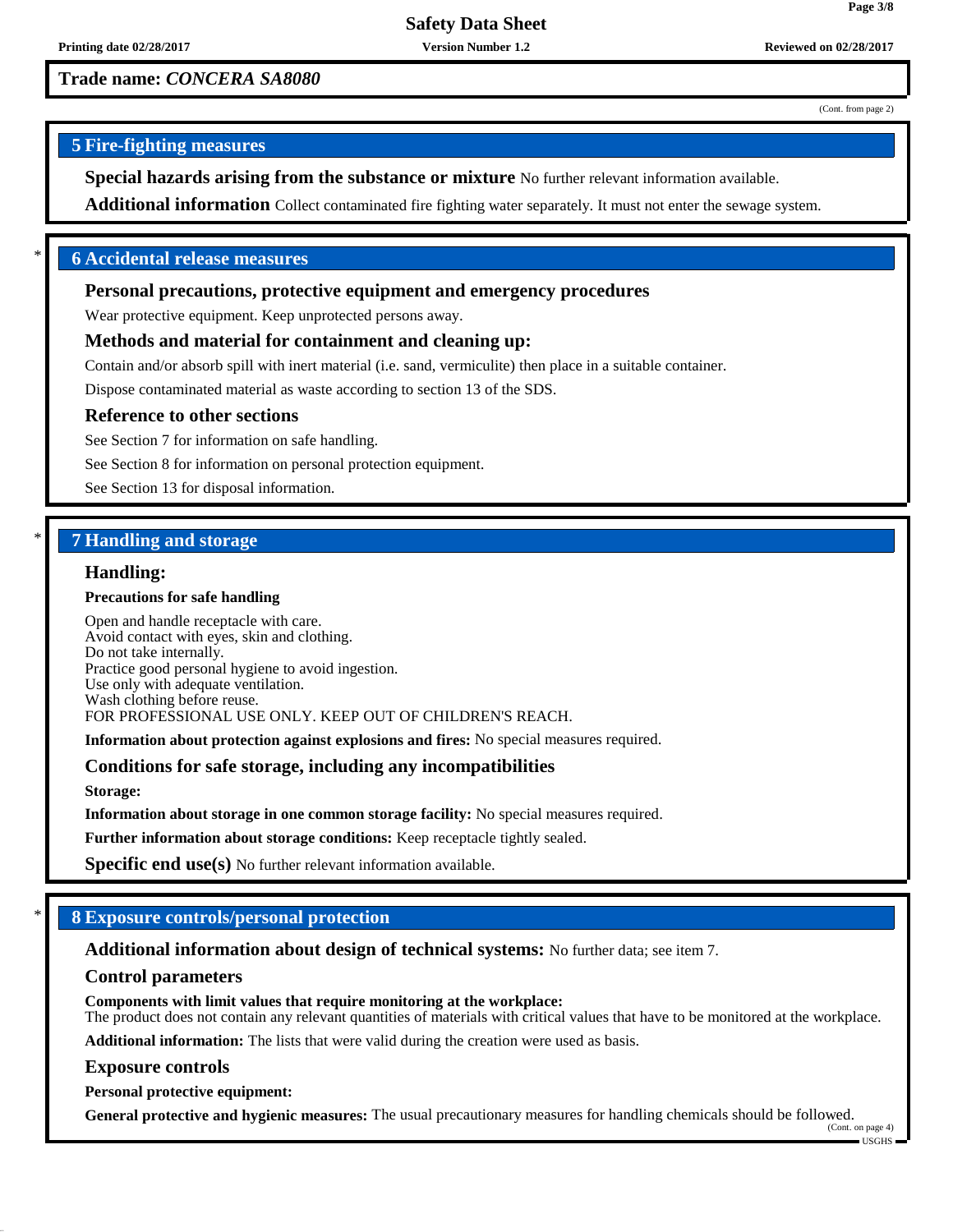**Trade name: *CONCERA SA8080***

(Cont. from page 2)

## 5 Fire-fighting measures

**Special hazards arising from the substance or mixture** No further relevant information available.

**Additional information** Collect contaminated fire fighting water separately. It must not enter the sewage system.

## * 6 Accidental release measures

### Personal precautions, protective equipment and emergency procedures

Wear protective equipment. Keep unprotected persons away.

### Methods and material for containment and cleaning up:

Contain and/or absorb spill with inert material (i.e. sand, vermiculite) then place in a suitable container.

Dispose contaminated material as waste according to section 13 of the SDS.

### Reference to other sections

See Section 7 for information on safe handling.

See Section 8 for information on personal protection equipment.

See Section 13 for disposal information.

## * 7 Handling and storage

### Handling:

**Precautions for safe handling**

Open and handle receptacle with care.
Avoid contact with eyes, skin and clothing.
Do not take internally.
Practice good personal hygiene to avoid ingestion.
Use only with adequate ventilation.
Wash clothing before reuse.
FOR PROFESSIONAL USE ONLY. KEEP OUT OF CHILDREN'S REACH.

**Information about protection against explosions and fires:** No special measures required.

### Conditions for safe storage, including any incompatibilities

**Storage:**

**Information about storage in one common storage facility:** No special measures required.

**Further information about storage conditions:** Keep receptacle tightly sealed.

**Specific end use(s)** No further relevant information available.

## * 8 Exposure controls/personal protection

**Additional information about design of technical systems:** No further data; see item 7.

### Control parameters

**Components with limit values that require monitoring at the workplace:**
The product does not contain any relevant quantities of materials with critical values that have to be monitored at the workplace.

**Additional information:** The lists that were valid during the creation were used as basis.

### Exposure controls

**Personal protective equipment:**

**General protective and hygienic measures:** The usual precautionary measures for handling chemicals should be followed.

(Cont. on page 4)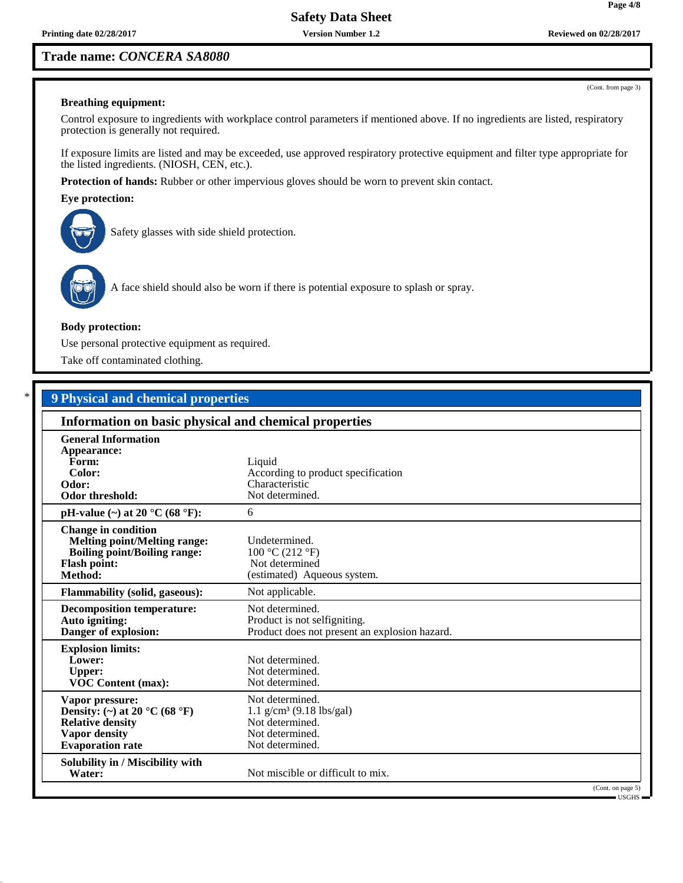**Trade name:** ***CONCERA SA8080***

(Cont. from page 3)

**Breathing equipment:**

Control exposure to ingredients with workplace control parameters if mentioned above. If no ingredients are listed, respiratory protection is generally not required.

If exposure limits are listed and may be exceeded, use approved respiratory protective equipment and filter type appropriate for the listed ingredients. (NIOSH, CEN, etc.).

**Protection of hands:** Rubber or other impervious gloves should be worn to prevent skin contact.

**Eye protection:**

Safety glasses with side shield protection.

A face shield should also be worn if there is potential exposure to splash or spray.

**Body protection:**

Use personal protective equipment as required.

Take off contaminated clothing.

\* 

## 9 Physical and chemical properties

### Information on basic physical and chemical properties

| | |
|---|---|
| **General Information** | |
| **Appearance:** | |
| **Form:** | Liquid |
| **Color:** | According to product specification |
| **Odor:** | Characteristic |
| **Odor threshold:** | Not determined. |
| **pH-value (~) at 20 °C (68 °F):** | 6 |
| **Change in condition** | |
| **Melting point/Melting range:** | Undetermined. |
| **Boiling point/Boiling range:** | 100 °C (212 °F) |
| **Flash point:** | Not determined |
| **Method:** | (estimated) Aqueous system. |
| **Flammability (solid, gaseous):** | Not applicable. |
| **Decomposition temperature:** | Not determined. |
| **Auto igniting:** | Product is not selfigniting. |
| **Danger of explosion:** | Product does not present an explosion hazard. |
| **Explosion limits:** | |
| **Lower:** | Not determined. |
| **Upper:** | Not determined. |
| **VOC Content (max):** | Not determined. |
| **Vapor pressure:** | Not determined. |
| **Density: (~) at 20 °C (68 °F)** | 1.1 g/cm³ (9.18 lbs/gal) |
| **Relative density** | Not determined. |
| **Vapor density** | Not determined. |
| **Evaporation rate** | Not determined. |
| **Solubility in / Miscibility with** | |
| **Water:** | Not miscible or difficult to mix. |

(Cont. on page 5)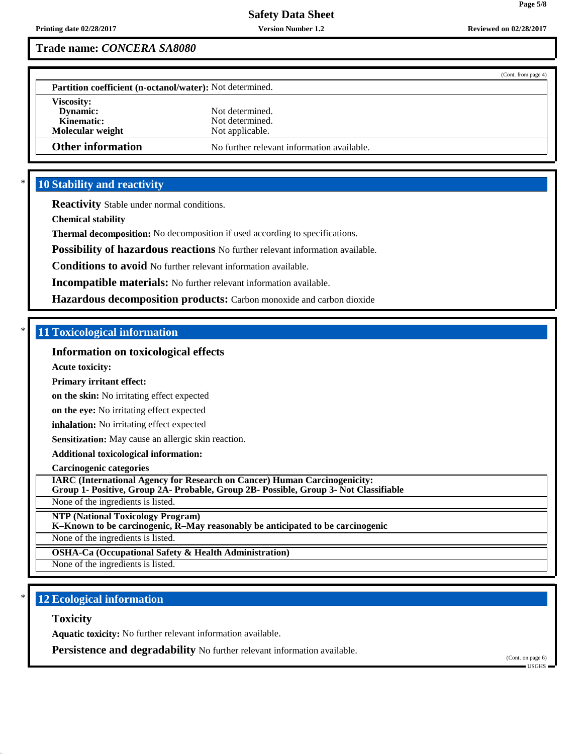**Trade name: *CONCERA SA8080***

(Cont. from page 4)

| | |
|---|---|
| **Partition coefficient (n-octanol/water):** | Not determined. |
| **Viscosity:** | |
| **Dynamic:** | Not determined. |
| **Kinematic:** | Not determined. |
| **Molecular weight** | Not applicable. |
| **Other information** | No further relevant information available. |

## * 10 Stability and reactivity

**Reactivity** Stable under normal conditions.

**Chemical stability**

**Thermal decomposition:** No decomposition if used according to specifications.

**Possibility of hazardous reactions** No further relevant information available.

**Conditions to avoid** No further relevant information available.

**Incompatible materials:** No further relevant information available.

**Hazardous decomposition products:** Carbon monoxide and carbon dioxide

## * 11 Toxicological information

### Information on toxicological effects

**Acute toxicity:**

**Primary irritant effect:**

**on the skin:** No irritating effect expected

**on the eye:** No irritating effect expected

**inhalation:** No irritating effect expected

**Sensitization:** May cause an allergic skin reaction.

**Additional toxicological information:**

**Carcinogenic categories**

**IARC (International Agency for Research on Cancer) Human Carcinogenicity:**
**Group 1- Positive, Group 2A- Probable, Group 2B- Possible, Group 3- Not Classifiable**

None of the ingredients is listed.

**NTP (National Toxicology Program)**
**K–Known to be carcinogenic, R–May reasonably be anticipated to be carcinogenic**

None of the ingredients is listed.

**OSHA-Ca (Occupational Safety & Health Administration)**

None of the ingredients is listed.

## * 12 Ecological information

### Toxicity

**Aquatic toxicity:** No further relevant information available.

**Persistence and degradability** No further relevant information available.

(Cont. on page 6)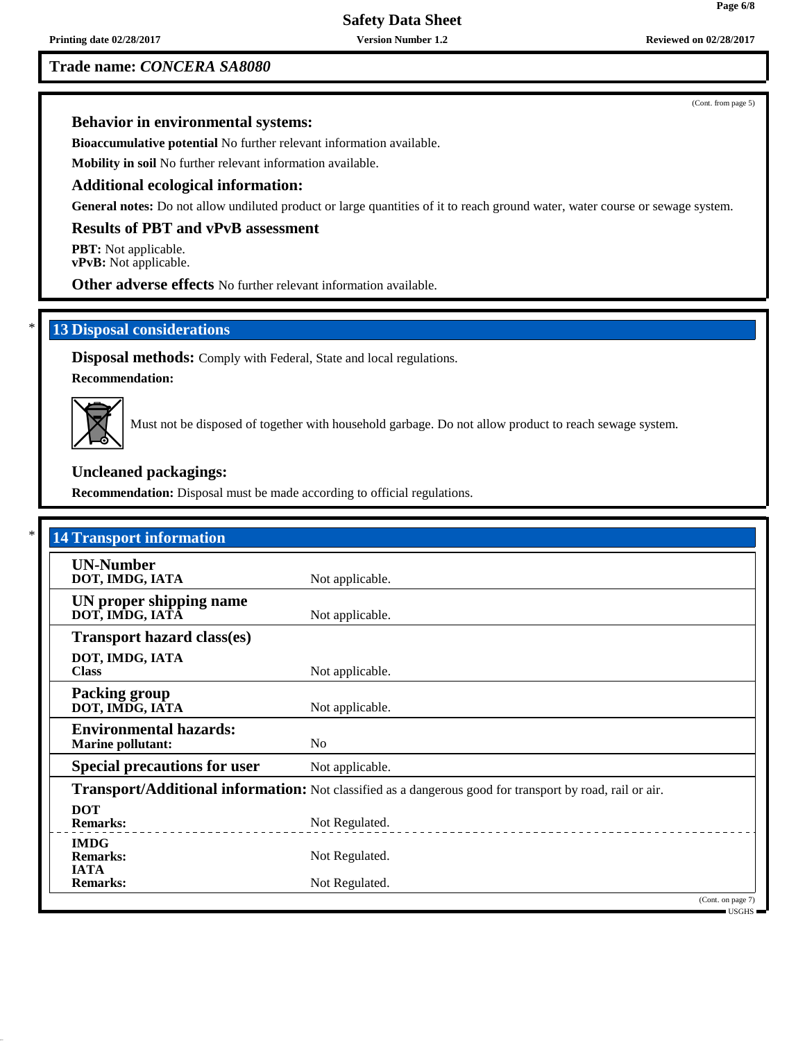**Trade name:** ***CONCERA SA8080***

(Cont. from page 5)

### Behavior in environmental systems:

**Bioaccumulative potential** No further relevant information available.

**Mobility in soil** No further relevant information available.

### Additional ecological information:

**General notes:** Do not allow undiluted product or large quantities of it to reach ground water, water course or sewage system.

### Results of PBT and vPvB assessment

**PBT:** Not applicable.
**vPvB:** Not applicable.

**Other adverse effects** No further relevant information available.

## 13 Disposal considerations

**Disposal methods:** Comply with Federal, State and local regulations.

**Recommendation:**

Must not be disposed of together with household garbage. Do not allow product to reach sewage system.

### Uncleaned packagings:

**Recommendation:** Disposal must be made according to official regulations.

## 14 Transport information

| | |
|---|---|
| **UN-Number**<br>**DOT, IMDG, IATA** | Not applicable. |
| **UN proper shipping name**<br>**DOT, IMDG, IATA** | Not applicable. |
| **Transport hazard class(es)**<br>**DOT, IMDG, IATA**<br>**Class** | Not applicable. |
| **Packing group**<br>**DOT, IMDG, IATA** | Not applicable. |
| **Environmental hazards:**<br>**Marine pollutant:** | No |
| **Special precautions for user** | Not applicable. |
| **Transport/Additional information:** | Not classified as a dangerous good for transport by road, rail or air. |
| **DOT**<br>**Remarks:** | Not Regulated. |
| **IMDG**<br>**Remarks:** | Not Regulated. |
| **IATA**<br>**Remarks:** | Not Regulated. |

(Cont. on page 7)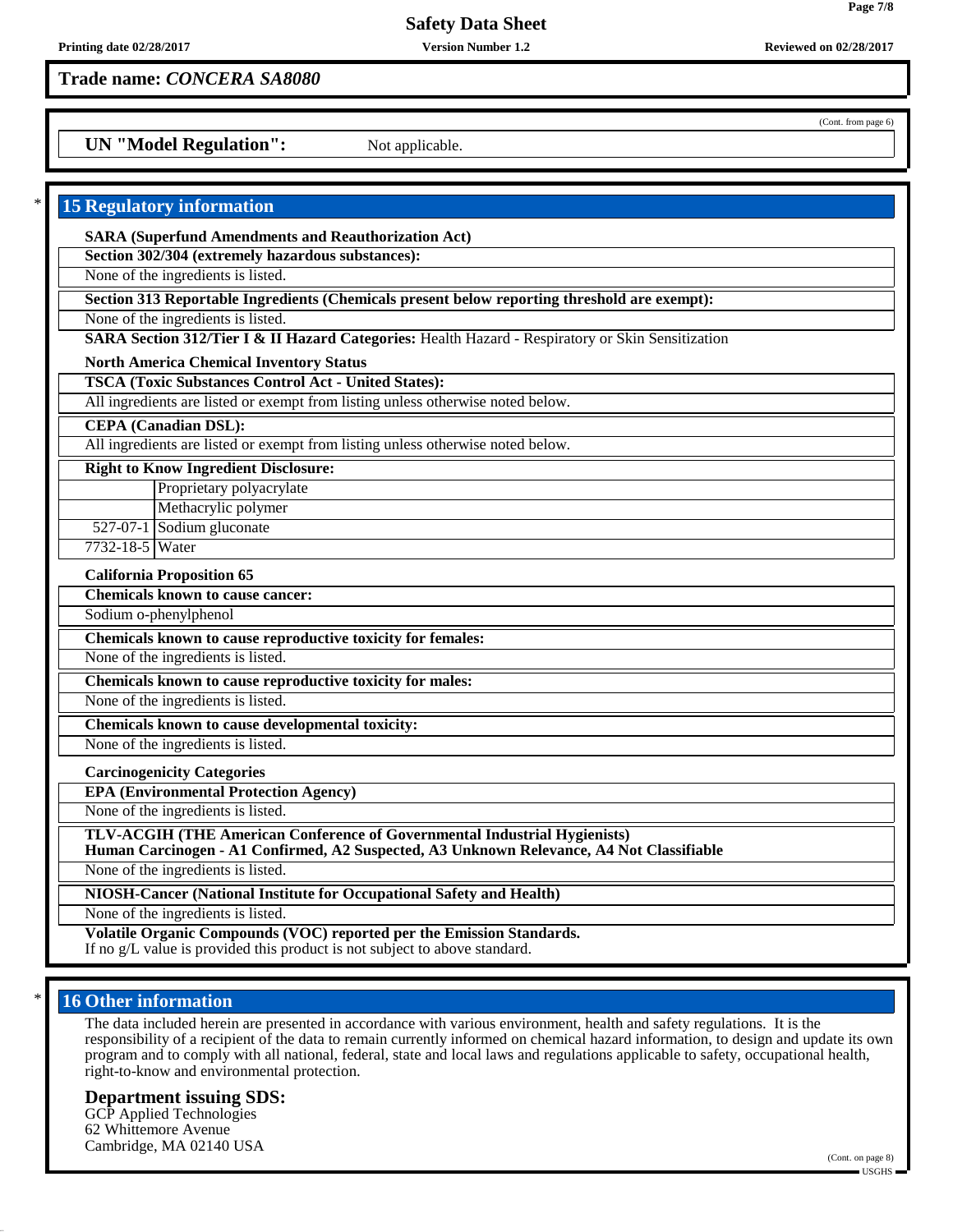Trade name: *CONCERA SA8080*

(Cont. from page 6)

**UN "Model Regulation":** Not applicable.

## 15 Regulatory information

**SARA (Superfund Amendments and Reauthorization Act)**

**Section 302/304 (extremely hazardous substances):**

None of the ingredients is listed.

**Section 313 Reportable Ingredients (Chemicals present below reporting threshold are exempt):**

None of the ingredients is listed.

**SARA Section 312/Tier I & II Hazard Categories:** Health Hazard - Respiratory or Skin Sensitization

**North America Chemical Inventory Status**

**TSCA (Toxic Substances Control Act - United States):**

All ingredients are listed or exempt from listing unless otherwise noted below.

**CEPA (Canadian DSL):**

All ingredients are listed or exempt from listing unless otherwise noted below.

**Right to Know Ingredient Disclosure:**

| | |
|---|---|
| | Proprietary polyacrylate |
| | Methacrylic polymer |
| 527-07-1 | Sodium gluconate |
| 7732-18-5 | Water |

**California Proposition 65**

**Chemicals known to cause cancer:**

Sodium o-phenylphenol

**Chemicals known to cause reproductive toxicity for females:**

None of the ingredients is listed.

**Chemicals known to cause reproductive toxicity for males:**

None of the ingredients is listed.

**Chemicals known to cause developmental toxicity:**

None of the ingredients is listed.

**Carcinogenicity Categories**

**EPA (Environmental Protection Agency)**

None of the ingredients is listed.

**TLV-ACGIH (THE American Conference of Governmental Industrial Hygienists)**
**Human Carcinogen - A1 Confirmed, A2 Suspected, A3 Unknown Relevance, A4 Not Classifiable**

None of the ingredients is listed.

**NIOSH-Cancer (National Institute for Occupational Safety and Health)**

None of the ingredients is listed.

**Volatile Organic Compounds (VOC) reported per the Emission Standards.**
If no g/L value is provided this product is not subject to above standard.

## 16 Other information

The data included herein are presented in accordance with various environment, health and safety regulations. It is the responsibility of a recipient of the data to remain currently informed on chemical hazard information, to design and update its own program and to comply with all national, federal, state and local laws and regulations applicable to safety, occupational health, right-to-know and environmental protection.

### Department issuing SDS:

GCP Applied Technologies
62 Whittemore Avenue
Cambridge, MA 02140 USA

(Cont. on page 8)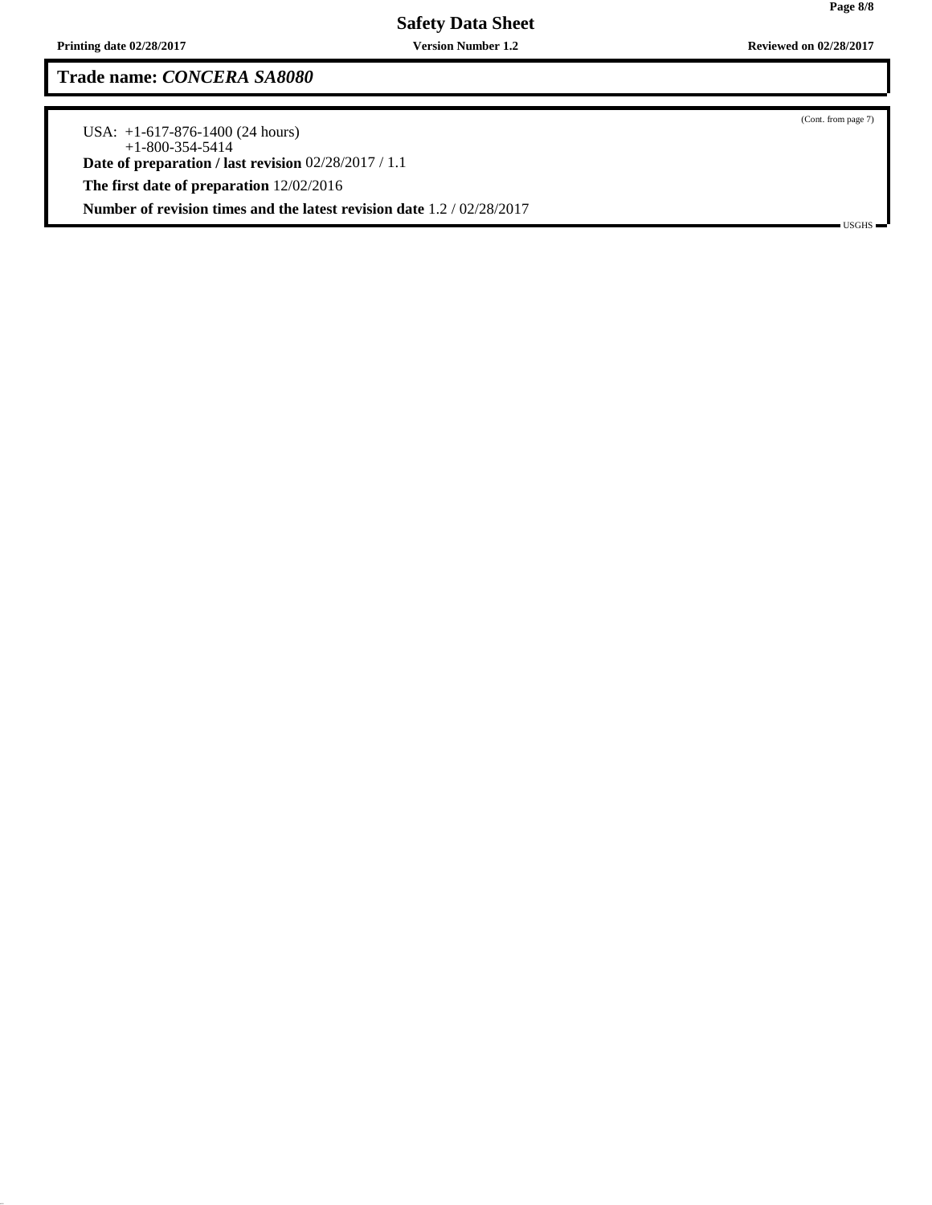USA: +1-617-876-1400 (24 hours)
+1-800-354-5414

**Date of preparation / last revision** 02/28/2017 / 1.1

**The first date of preparation** 12/02/2016

**Number of revision times and the latest revision date** 1.2 / 02/28/2017